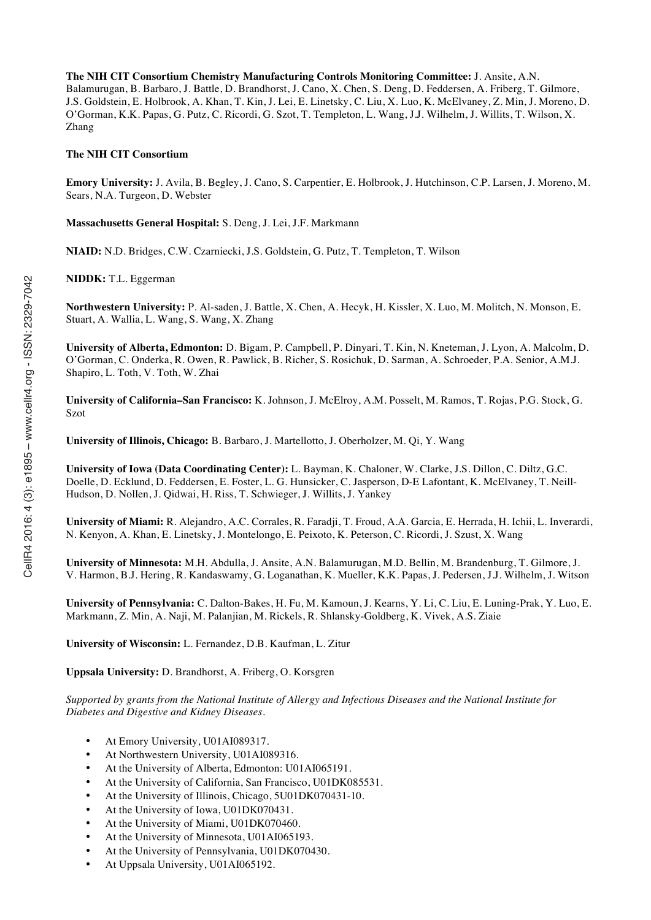**The NIH CIT Consortium Chemistry Manufacturing Controls Monitoring Committee:** J. Ansite, A.N. Balamurugan, B. Barbaro, J. Battle, D. Brandhorst, J. Cano, X. Chen, S. Deng, D. Feddersen, A. Friberg, T. Gilmore, J.S. Goldstein, E. Holbrook, A. Khan, T. Kin, J. Lei, E. Linetsky, C. Liu, X. Luo, K. McElvaney, Z. Min, J. Moreno, D. O'Gorman, K.K. Papas, G. Putz, C. Ricordi, G. Szot, T. Templeton, L. Wang, J.J. Wilhelm, J. Willits, T. Wilson, X. Zhang

**The NIH CIT Consortium**

**Emory University:** J. Avila, B. Begley, J. Cano, S. Carpentier, E. Holbrook, J. Hutchinson, C.P. Larsen, J. Moreno, M. Sears, N.A. Turgeon, D. Webster

**Massachusetts General Hospital:** S. Deng, J. Lei, J.F. Markmann

**NIAID:** N.D. Bridges, C.W. Czarniecki, J.S. Goldstein, G. Putz, T. Templeton, T. Wilson

**NIDDK:** T.L. Eggerman

**Northwestern University:** P. Al-saden, J. Battle, X. Chen, A. Hecyk, H. Kissler, X. Luo, M. Molitch, N. Monson, E. Stuart, A. Wallia, L. Wang, S. Wang, X. Zhang

**University of Alberta, Edmonton:** D. Bigam, P. Campbell, P. Dinyari, T. Kin, N. Kneteman, J. Lyon, A. Malcolm, D. O'Gorman, C. Onderka, R. Owen, R. Pawlick, B. Richer, S. Rosichuk, D. Sarman, A. Schroeder, P.A. Senior, A.M.J. Shapiro, L. Toth, V. Toth, W. Zhai

**University of California–San Francisco:** K. Johnson, J. McElroy, A.M. Posselt, M. Ramos, T. Rojas, P.G. Stock, G. Szot

**University of Illinois, Chicago:** B. Barbaro, J. Martellotto, J. Oberholzer, M. Qi, Y. Wang

**University of Iowa (Data Coordinating Center):** L. Bayman, K. Chaloner, W. Clarke, J.S. Dillon, C. Diltz, G.C. Doelle, D. Ecklund, D. Feddersen, E. Foster, L. G. Hunsicker, C. Jasperson, D-E Lafontant, K. McElvaney, T. Neill-Hudson, D. Nollen, J. Qidwai, H. Riss, T. Schwieger, J. Willits, J. Yankey

**University of Miami:** R. Alejandro, A.C. Corrales, R. Faradji, T. Froud, A.A. Garcia, E. Herrada, H. Ichii, L. Inverardi, N. Kenyon, A. Khan, E. Linetsky, J. Montelongo, E. Peixoto, K. Peterson, C. Ricordi, J. Szust, X. Wang

**University of Minnesota:** M.H. Abdulla, J. Ansite, A.N. Balamurugan, M.D. Bellin, M. Brandenburg, T. Gilmore, J. V. Harmon, B.J. Hering, R. Kandaswamy, G. Loganathan, K. Mueller, K.K. Papas, J. Pedersen, J.J. Wilhelm, J. Witson

**University of Pennsylvania:** C. Dalton-Bakes, H. Fu, M. Kamoun, J. Kearns, Y. Li, C. Liu, E. Luning-Prak, Y. Luo, E. Markmann, Z. Min, A. Naji, M. Palanjian, M. Rickels, R. Shlansky-Goldberg, K. Vivek, A.S. Ziaie

**University of Wisconsin:** L. Fernandez, D.B. Kaufman, L. Zitur

**Uppsala University:** D. Brandhorst, A. Friberg, O. Korsgren

*Supported by grants from the National Institute of Allergy and Infectious Diseases and the National Institute for Diabetes and Digestive and Kidney Diseases.*

- At Emory University, U01AI089317.
- At Northwestern University, U01AI089316.
- At the University of Alberta, Edmonton: U01AI065191.
- At the University of California, San Francisco, U01DK085531.
- At the University of Illinois, Chicago, 5U01DK070431-10.
- At the University of Iowa, U01DK070431.
- At the University of Miami, U01DK070460.
- At the University of Minnesota, U01AI065193.
- At the University of Pennsylvania, U01DK070430.
- At Uppsala University, U01AI065192.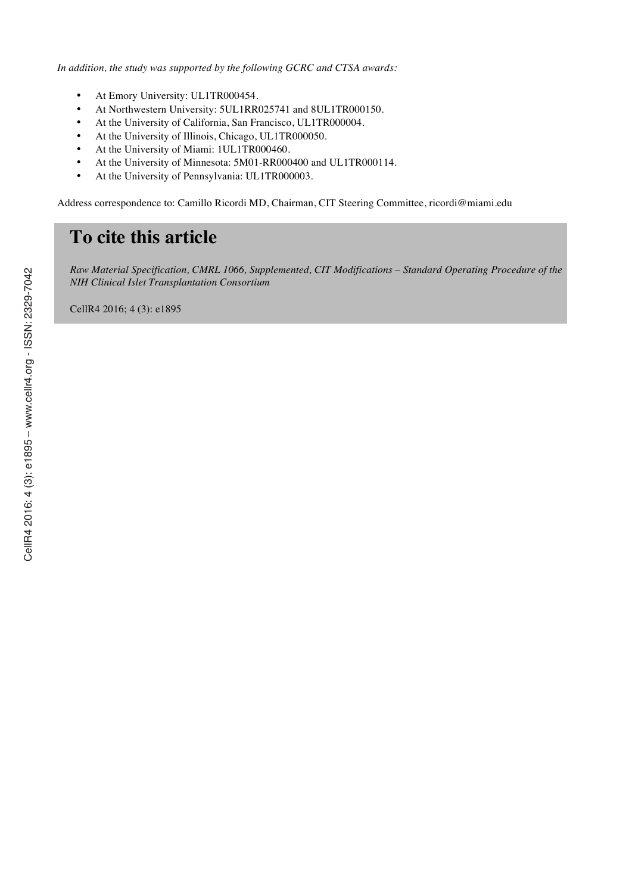*In addition, the study was supported by the following GCRC and CTSA awards:*

- At Emory University: UL1TR000454.
- At Northwestern University: 5UL1RR025741 and 8UL1TR000150.
- At the University of California, San Francisco, UL1TR000004.
- At the University of Illinois, Chicago, UL1TR000050.
- At the University of Miami: 1UL1TR000460.
- At the University of Minnesota: 5M01-RR000400 and UL1TR000114.
- At the University of Pennsylvania: UL1TR000003.

Address correspondence to: Camillo Ricordi MD, Chairman, CIT Steering Committee, ricordi@miami.edu

## To cite this article

*Raw Material Specification, CMRL 1066, Supplemented, CIT Modifications – Standard Operating Procedure of the NIH Clinical Islet Transplantation Consortium*

CellR4 2016; 4 (3): e1895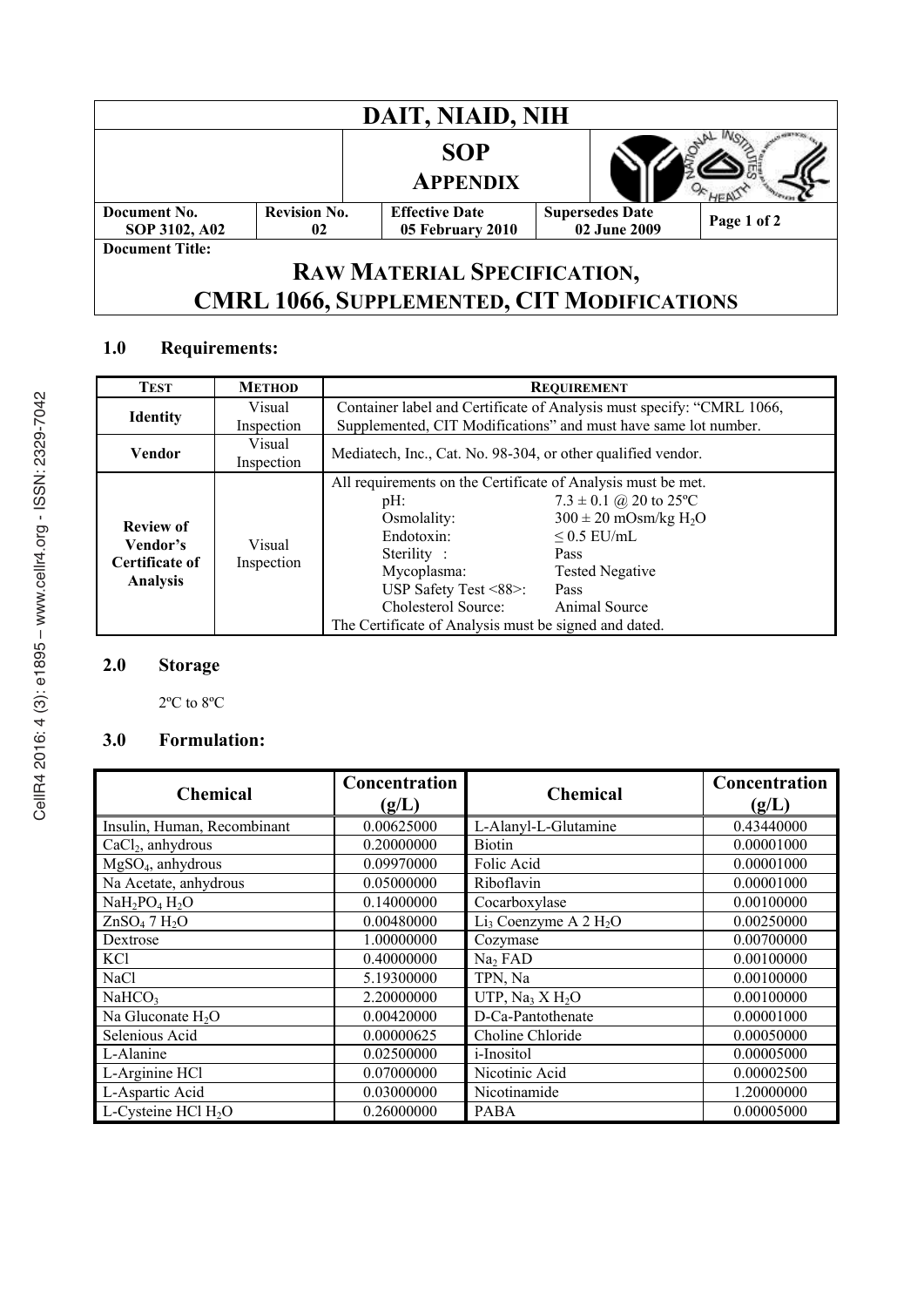| DAIT, NIAID, NIH | | | | |
|---|---|---|---|---|
| | SOP APPENDIX | | | |
| **Document No.** SOP 3102, A02 | **Revision No.** 02 | **Effective Date** 05 February 2010 | **Supersedes Date** 02 June 2009 | Page 1 of 2 |

**Document Title:**

# RAW MATERIAL SPECIFICATION, CMRL 1066, SUPPLEMENTED, CIT MODIFICATIONS

## 1.0 Requirements:

| TEST | METHOD | REQUIREMENT |
|---|---|---|
| **Identity** | Visual Inspection | Container label and Certificate of Analysis must specify: "CMRL 1066, Supplemented, CIT Modifications" and must have same lot number. |
| **Vendor** | Visual Inspection | Mediatech, Inc., Cat. No. 98-304, or other qualified vendor. |
| **Review of Vendor's Certificate of Analysis** | Visual Inspection | All requirements on the Certificate of Analysis must be met.<br>pH: 7.3 ± 0.1 @ 20 to 25ºC<br>Osmolality: 300 ± 20 mOsm/kg $H_2O$<br>Endotoxin: ≤ 0.5 EU/mL<br>Sterility : Pass<br>Mycoplasma: Tested Negative<br>USP Safety Test <88>: Pass<br>Cholesterol Source: Animal Source<br>The Certificate of Analysis must be signed and dated. |

## 2.0 Storage

2ºC to 8ºC

## 3.0 Formulation:

| Chemical | Concentration (g/L) | Chemical | Concentration (g/L) |
|---|---|---|---|
| Insulin, Human, Recombinant | 0.00625000 | L-Alanyl-L-Glutamine | 0.43440000 |
| $CaCl_2$, anhydrous | 0.20000000 | Biotin | 0.00001000 |
| $MgSO_4$, anhydrous | 0.09970000 | Folic Acid | 0.00001000 |
| Na Acetate, anhydrous | 0.05000000 | Riboflavin | 0.00001000 |
| $NaH_2PO_4$ $H_2O$ | 0.14000000 | Cocarboxylase | 0.00100000 |
| $ZnSO_4$ 7 $H_2O$ | 0.00480000 | $Li_3$ Coenzyme A 2 $H_2O$ | 0.00250000 |
| Dextrose | 1.00000000 | Cozymase | 0.00700000 |
| KCl | 0.40000000 | $Na_2$ FAD | 0.00100000 |
| NaCl | 5.19300000 | TPN, Na | 0.00100000 |
| $NaHCO_3$ | 2.20000000 | UTP, $Na_3$ X $H_2O$ | 0.00100000 |
| Na Gluconate $H_2O$ | 0.00420000 | D-Ca-Pantothenate | 0.00001000 |
| Selenious Acid | 0.00000625 | Choline Chloride | 0.00050000 |
| L-Alanine | 0.02500000 | i-Inositol | 0.00005000 |
| L-Arginine HCl | 0.07000000 | Nicotinic Acid | 0.00002500 |
| L-Aspartic Acid | 0.03000000 | Nicotinamide | 1.20000000 |
| L-Cysteine HCl $H_2O$ | 0.26000000 | PABA | 0.00005000 |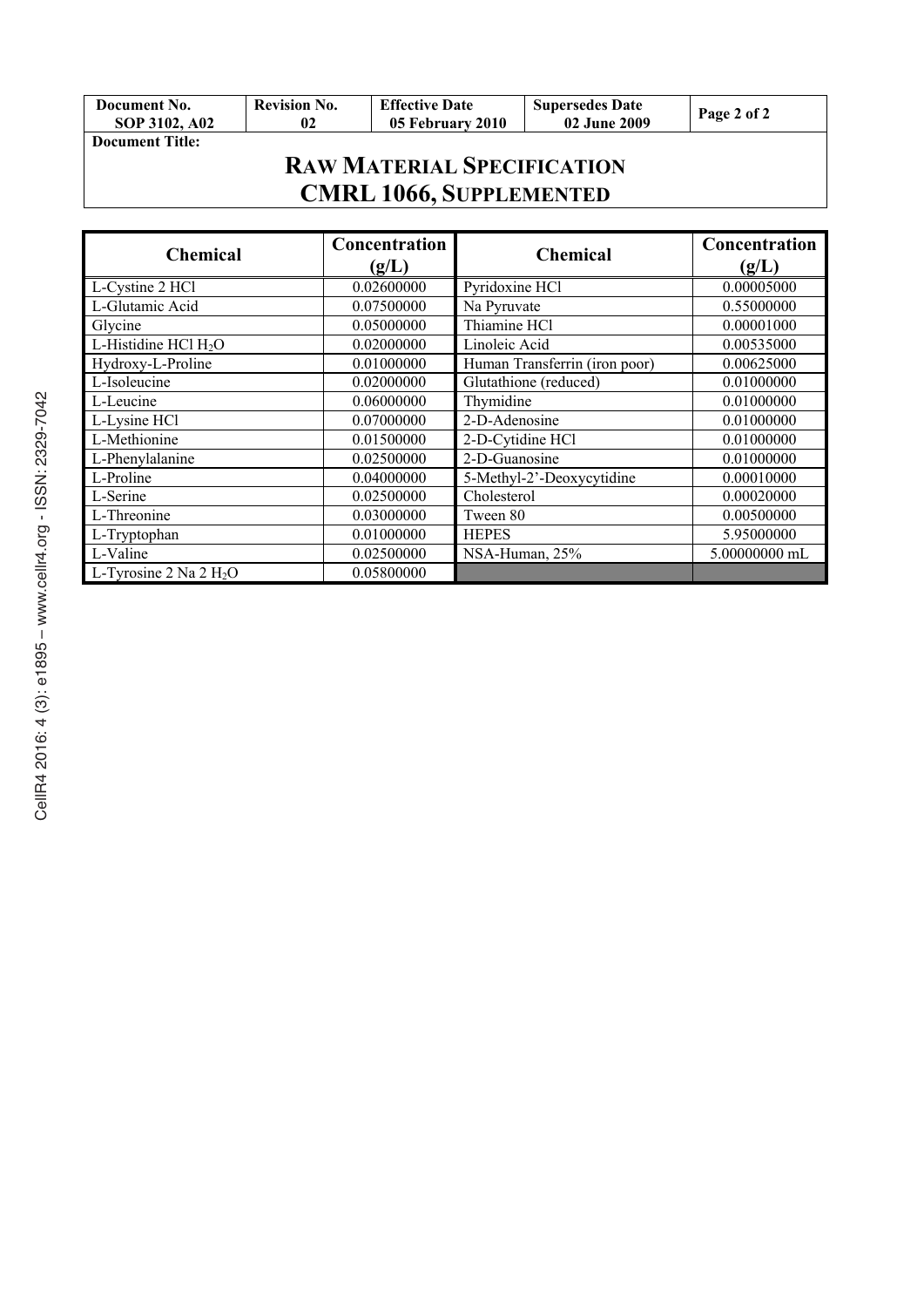| Document No. SOP 3102, A02 | Revision No. 02 | Effective Date 05 February 2010 | Supersedes Date 02 June 2009 |
| --- | --- | --- | --- |

**Document Title:**

# RAW MATERIAL SPECIFICATION
# CMRL 1066, SUPPLEMENTED

| Chemical | Concentration (g/L) | Chemical | Concentration (g/L) |
| --- | --- | --- | --- |
| L-Cystine 2 HCl | 0.02600000 | Pyridoxine HCl | 0.00005000 |
| L-Glutamic Acid | 0.07500000 | Na Pyruvate | 0.55000000 |
| Glycine | 0.05000000 | Thiamine HCl | 0.00001000 |
| L-Histidine HCl $H_2O$ | 0.02000000 | Linoleic Acid | 0.00535000 |
| Hydroxy-L-Proline | 0.01000000 | Human Transferrin (iron poor) | 0.00625000 |
| L-Isoleucine | 0.02000000 | Glutathione (reduced) | 0.01000000 |
| L-Leucine | 0.06000000 | Thymidine | 0.01000000 |
| L-Lysine HCl | 0.07000000 | 2-D-Adenosine | 0.01000000 |
| L-Methionine | 0.01500000 | 2-D-Cytidine HCl | 0.01000000 |
| L-Phenylalanine | 0.02500000 | 2-D-Guanosine | 0.01000000 |
| L-Proline | 0.04000000 | 5-Methyl-2'-Deoxycytidine | 0.00010000 |
| L-Serine | 0.02500000 | Cholesterol | 0.00020000 |
| L-Threonine | 0.03000000 | Tween 80 | 0.00500000 |
| L-Tryptophan | 0.01000000 | HEPES | 5.95000000 |
| L-Valine | 0.02500000 | NSA-Human, 25% | 5.00000000 mL |
| L-Tyrosine 2 Na 2 $H_2O$ | 0.05800000 | | |